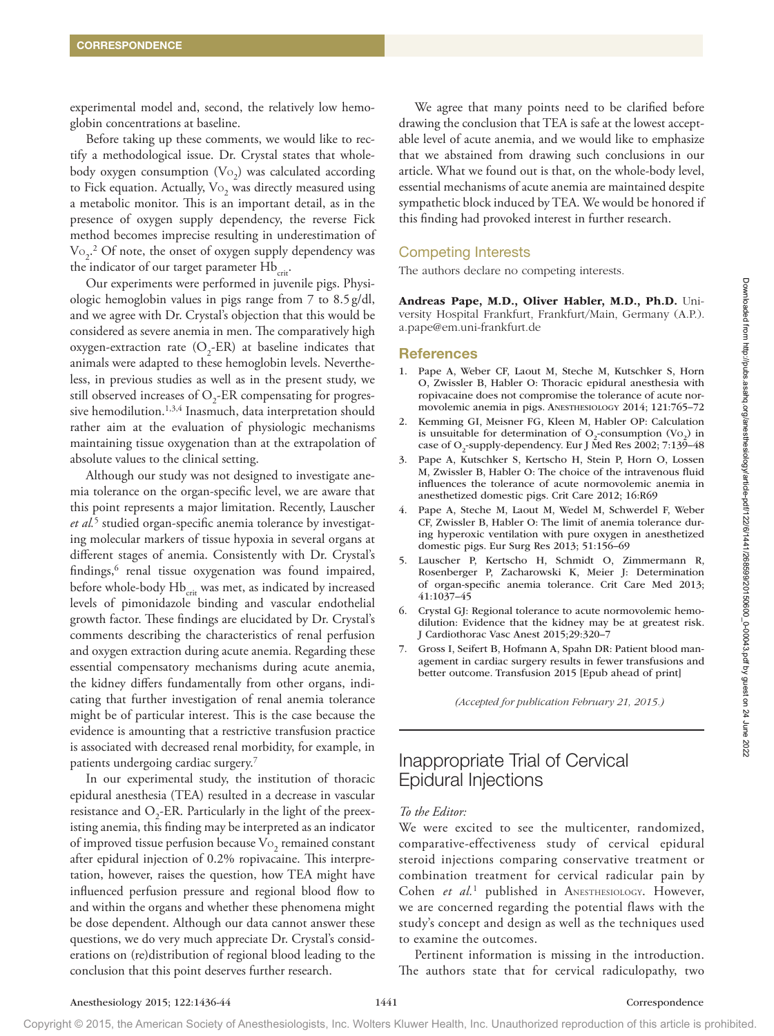experimental model and, second, the relatively low hemoglobin concentrations at baseline.

Before taking up these comments, we would like to rectify a methodological issue. Dr. Crystal states that whole-body oxygen consumption ($V_{O_2}$) was calculated according to Fick equation. Actually, $V_{O_2}$ was directly measured using a metabolic monitor. This is an important detail, as in the presence of oxygen supply dependency, the reverse Fick method becomes imprecise resulting in underestimation of $V_{O_2}$.[2] Of note, the onset of oxygen supply dependency was the indicator of our target parameter $Hb_{crit}$.

Our experiments were performed in juvenile pigs. Physiologic hemoglobin values in pigs range from 7 to 8.5 g/dl, and we agree with Dr. Crystal's objection that this would be considered as severe anemia in men. The comparatively high oxygen-extraction rate ($O_2$-ER) at baseline indicates that animals were adapted to these hemoglobin levels. Nevertheless, in previous studies as well as in the present study, we still observed increases of $O_2$-ER compensating for progressive hemodilution.[1,3,4] Inasmuch, data interpretation should rather aim at the evaluation of physiologic mechanisms maintaining tissue oxygenation than at the extrapolation of absolute values to the clinical setting.

Although our study was not designed to investigate anemia tolerance on the organ-specific level, we are aware that this point represents a major limitation. Recently, Lauscher *et al.*[5] studied organ-specific anemia tolerance by investigating molecular markers of tissue hypoxia in several organs at different stages of anemia. Consistently with Dr. Crystal's findings,[6] renal tissue oxygenation was found impaired, before whole-body $Hb_{crit}$ was met, as indicated by increased levels of pimonidazole binding and vascular endothelial growth factor. These findings are elucidated by Dr. Crystal's comments describing the characteristics of renal perfusion and oxygen extraction during acute anemia. Regarding these essential compensatory mechanisms during acute anemia, the kidney differs fundamentally from other organs, indicating that further investigation of renal anemia tolerance might be of particular interest. This is the case because the evidence is amounting that a restrictive transfusion practice is associated with decreased renal morbidity, for example, in patients undergoing cardiac surgery.[7]

In our experimental study, the institution of thoracic epidural anesthesia (TEA) resulted in a decrease in vascular resistance and $O_2$-ER. Particularly in the light of the preexisting anemia, this finding may be interpreted as an indicator of improved tissue perfusion because $V_{O_2}$ remained constant after epidural injection of 0.2% ropivacaine. This interpretation, however, raises the question, how TEA might have influenced perfusion pressure and regional blood flow to and within the organs and whether these phenomena might be dose dependent. Although our data cannot answer these questions, we do very much appreciate Dr. Crystal's considerations on (re)distribution of regional blood leading to the conclusion that this point deserves further research.

We agree that many points need to be clarified before drawing the conclusion that TEA is safe at the lowest acceptable level of acute anemia, and we would like to emphasize that we abstained from drawing such conclusions in our article. What we found out is that, on the whole-body level, essential mechanisms of acute anemia are maintained despite sympathetic block induced by TEA. We would be honored if this finding had provoked interest in further research.

## Competing Interests

The authors declare no competing interests.

**Andreas Pape, M.D., Oliver Habler, M.D., Ph.D.** University Hospital Frankfurt, Frankfurt/Main, Germany (A.P.). a.pape@em.uni-frankfurt.de

## References

1. Pape A, Weber CF, Laout M, Steche M, Kutschker S, Horn O, Zwissler B, Habler O: Thoracic epidural anesthesia with ropivacaine does not compromise the tolerance of acute normovolemic anemia in pigs. Anesthesiology 2014; 121:765–72
2. Kemming GI, Meisner FG, Kleen M, Habler OP: Calculation is unsuitable for determination of $O_2$-consumption ($V_{O_2}$) in case of $O_2$-supply-dependency. Eur J Med Res 2002; 7:139–48
3. Pape A, Kutschker S, Kertscho H, Stein P, Horn O, Lossen M, Zwissler B, Habler O: The choice of the intravenous fluid influences the tolerance of acute normovolemic anemia in anesthetized domestic pigs. Crit Care 2012; 16:R69
4. Pape A, Steche M, Laout M, Wedel M, Schwerdel F, Weber CF, Zwissler B, Habler O: The limit of anemia tolerance during hyperoxic ventilation with pure oxygen in anesthetized domestic pigs. Eur Surg Res 2013; 51:156–69
5. Lauscher P, Kertscho H, Schmidt O, Zimmermann R, Rosenberger P, Zacharowski K, Meier J: Determination of organ-specific anemia tolerance. Crit Care Med 2013; 41:1037–45
6. Crystal GJ: Regional tolerance to acute normovolemic hemodilution: Evidence that the kidney may be at greatest risk. J Cardiothorac Vasc Anest 2015;29:320–7
7. Gross I, Seifert B, Hofmann A, Spahn DR: Patient blood management in cardiac surgery results in fewer transfusions and better outcome. Transfusion 2015 [Epub ahead of print]

*(Accepted for publication February 21, 2015.)*

# Inappropriate Trial of Cervical Epidural Injections

*To the Editor:*

We were excited to see the multicenter, randomized, comparative-effectiveness study of cervical epidural steroid injections comparing conservative treatment or combination treatment for cervical radicular pain by Cohen *et al.*[1] published in Anesthesiology. However, we are concerned regarding the potential flaws with the study's concept and design as well as the techniques used to examine the outcomes.

Pertinent information is missing in the introduction. The authors state that for cervical radiculopathy, two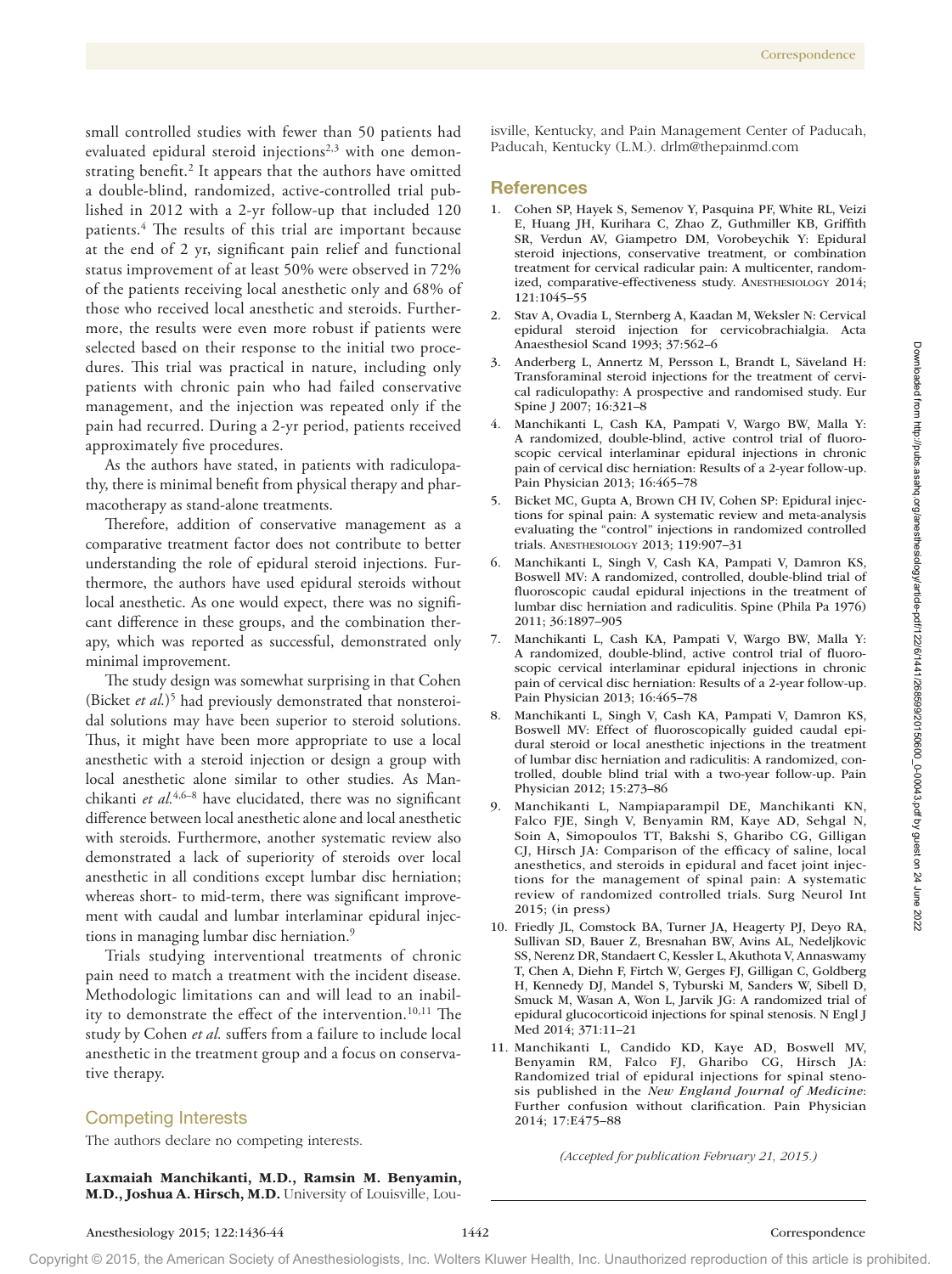small controlled studies with fewer than 50 patients had evaluated epidural steroid injections[2,3] with one demonstrating benefit.[2] It appears that the authors have omitted a double-blind, randomized, active-controlled trial published in 2012 with a 2-yr follow-up that included 120 patients.[4] The results of this trial are important because at the end of 2 yr, significant pain relief and functional status improvement of at least 50% were observed in 72% of the patients receiving local anesthetic only and 68% of those who received local anesthetic and steroids. Furthermore, the results were even more robust if patients were selected based on their response to the initial two procedures. This trial was practical in nature, including only patients with chronic pain who had failed conservative management, and the injection was repeated only if the pain had recurred. During a 2-yr period, patients received approximately five procedures.

As the authors have stated, in patients with radiculopathy, there is minimal benefit from physical therapy and pharmacotherapy as stand-alone treatments.

Therefore, addition of conservative management as a comparative treatment factor does not contribute to better understanding the role of epidural steroid injections. Furthermore, the authors have used epidural steroids without local anesthetic. As one would expect, there was no significant difference in these groups, and the combination therapy, which was reported as successful, demonstrated only minimal improvement.

The study design was somewhat surprising in that Cohen (Bicket *et al.*)[5] had previously demonstrated that nonsteroidal solutions may have been superior to steroid solutions. Thus, it might have been more appropriate to use a local anesthetic with a steroid injection or design a group with local anesthetic alone similar to other studies. As Manchikanti *et al.*[4,6–8] have elucidated, there was no significant difference between local anesthetic alone and local anesthetic with steroids. Furthermore, another systematic review also demonstrated a lack of superiority of steroids over local anesthetic in all conditions except lumbar disc herniation; whereas short- to mid-term, there was significant improvement with caudal and lumbar interlaminar epidural injections in managing lumbar disc herniation.[9]

Trials studying interventional treatments of chronic pain need to match a treatment with the incident disease. Methodologic limitations can and will lead to an inability to demonstrate the effect of the intervention.[10,11] The study by Cohen *et al.* suffers from a failure to include local anesthetic in the treatment group and a focus on conservative therapy.

## Competing Interests

The authors declare no competing interests.

**Laxmaiah Manchikanti, M.D., Ramsin M. Benyamin, M.D., Joshua A. Hirsch, M.D.** University of Louisville, Louisville, Kentucky, and Pain Management Center of Paducah, Paducah, Kentucky (L.M.). drlm@thepainmd.com

## References

1. Cohen SP, Hayek S, Semenov Y, Pasquina PF, White RL, Veizi E, Huang JH, Kurihara C, Zhao Z, Guthmiller KB, Griffith SR, Verdun AV, Giampetro DM, Vorobeychik Y: Epidural steroid injections, conservative treatment, or combination treatment for cervical radicular pain: A multicenter, randomized, comparative-effectiveness study. Anesthesiology 2014; 121:1045–55
2. Stav A, Ovadia L, Sternberg A, Kaadan M, Weksler N: Cervical epidural steroid injection for cervicobrachialgia. Acta Anaesthesiol Scand 1993; 37:562–6
3. Anderberg L, Annertz M, Persson L, Brandt L, Säveland H: Transforaminal steroid injections for the treatment of cervical radiculopathy: A prospective and randomised study. Eur Spine J 2007; 16:321–8
4. Manchikanti L, Cash KA, Pampati V, Wargo BW, Malla Y: A randomized, double-blind, active control trial of fluoroscopic cervical interlaminar epidural injections in chronic pain of cervical disc herniation: Results of a 2-year follow-up. Pain Physician 2013; 16:465–78
5. Bicket MC, Gupta A, Brown CH IV, Cohen SP: Epidural injections for spinal pain: A systematic review and meta-analysis evaluating the "control" injections in randomized controlled trials. Anesthesiology 2013; 119:907–31
6. Manchikanti L, Singh V, Cash KA, Pampati V, Damron KS, Boswell MV: A randomized, controlled, double-blind trial of fluoroscopic caudal epidural injections in the treatment of lumbar disc herniation and radiculitis. Spine (Phila Pa 1976) 2011; 36:1897–905
7. Manchikanti L, Cash KA, Pampati V, Wargo BW, Malla Y: A randomized, double-blind, active control trial of fluoroscopic cervical interlaminar epidural injections in chronic pain of cervical disc herniation: Results of a 2-year follow-up. Pain Physician 2013; 16:465–78
8. Manchikanti L, Singh V, Cash KA, Pampati V, Damron KS, Boswell MV: Effect of fluoroscopically guided caudal epidural steroid or local anesthetic injections in the treatment of lumbar disc herniation and radiculitis: A randomized, controlled, double blind trial with a two-year follow-up. Pain Physician 2012; 15:273–86
9. Manchikanti L, Nampiaparampil DE, Manchikanti KN, Falco FJE, Singh V, Benyamin RM, Kaye AD, Sehgal N, Soin A, Simopoulos TT, Bakshi S, Gharibo CG, Gilligan CJ, Hirsch JA: Comparison of the efficacy of saline, local anesthetics, and steroids in epidural and facet joint injections for the management of spinal pain: A systematic review of randomized controlled trials. Surg Neurol Int 2015; (in press)
10. Friedly JL, Comstock BA, Turner JA, Heagerty PJ, Deyo RA, Sullivan SD, Bauer Z, Bresnahan BW, Avins AL, Nedeljkovic SS, Nerenz DR, Standaert C, Kessler L, Akuthota V, Annaswamy T, Chen A, Diehn F, Firtch W, Gerges FJ, Gilligan C, Goldberg H, Kennedy DJ, Mandel S, Tyburski M, Sanders W, Sibell D, Smuck M, Wasan A, Won L, Jarvik JG: A randomized trial of epidural glucocorticoid injections for spinal stenosis. N Engl J Med 2014; 371:11–21
11. Manchikanti L, Candido KD, Kaye AD, Boswell MV, Benyamin RM, Falco FJ, Gharibo CG, Hirsch JA: Randomized trial of epidural injections for spinal stenosis published in the *New England Journal of Medicine*: Further confusion without clarification. Pain Physician 2014; 17:E475–88

*(Accepted for publication February 21, 2015.)*